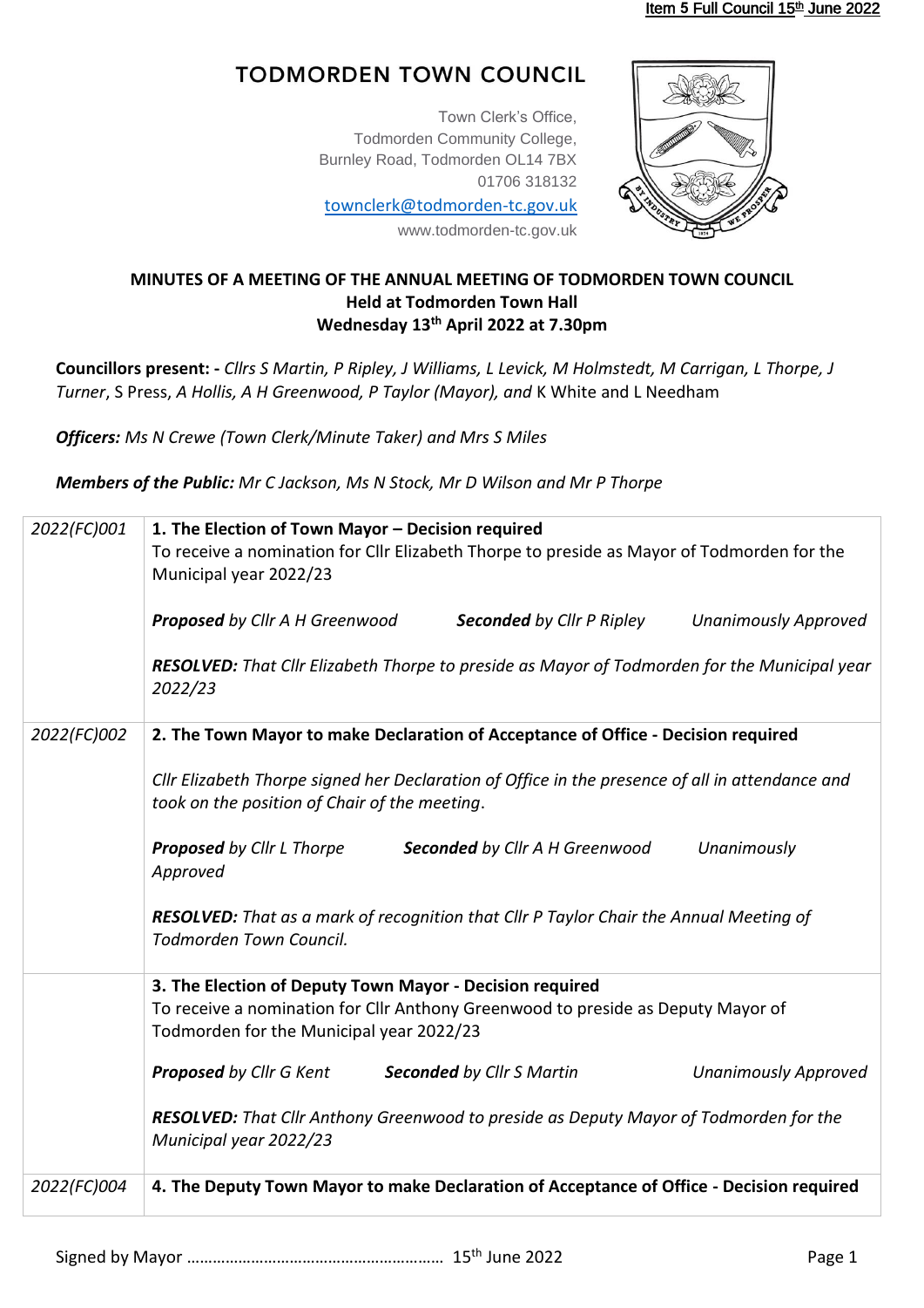# TODMORDEN TOWN COUNCIL

Town Clerk's Office,
Todmorden Community College,
Burnley Road, Todmorden OL14 7BX
01706 318132
townclerk@todmorden-tc.gov.uk
www.todmorden-tc.gov.uk

**MINUTES OF A MEETING OF THE ANNUAL MEETING OF TODMORDEN TOWN COUNCIL**
**Held at Todmorden Town Hall**
**Wednesday 13th April 2022 at 7.30pm**

**Councillors present: -** *Cllrs S Martin, P Ripley, J Williams, L Levick, M Holmstedt, M Carrigan, L Thorpe, J Turner*, S Press, *A Hollis, A H Greenwood, P Taylor (Mayor), and* K White and L Needham

***Officers:*** *Ms N Crewe (Town Clerk/Minute Taker) and Mrs S Miles*

***Members of the Public:*** *Mr C Jackson, Ms N Stock, Mr D Wilson and Mr P Thorpe*

| | |
|---|---|
| *2022(FC)001* | **1. The Election of Town Mayor – Decision required**<br>To receive a nomination for Cllr Elizabeth Thorpe to preside as Mayor of Todmorden for the Municipal year 2022/23<br><br>***Proposed*** *by Cllr A H Greenwood* ***Seconded*** *by Cllr P Ripley* *Unanimously Approved*<br><br>***RESOLVED:*** *That Cllr Elizabeth Thorpe to preside as Mayor of Todmorden for the Municipal year 2022/23* |
| *2022(FC)002* | **2. The Town Mayor to make Declaration of Acceptance of Office - Decision required**<br><br>*Cllr Elizabeth Thorpe signed her Declaration of Office in the presence of all in attendance and took on the position of Chair of the meeting.*<br><br>***Proposed*** *by Cllr L Thorpe* ***Seconded*** *by Cllr A H Greenwood* *Unanimously Approved*<br><br>***RESOLVED:*** *That as a mark of recognition that Cllr P Taylor Chair the Annual Meeting of Todmorden Town Council.* |
| | **3. The Election of Deputy Town Mayor - Decision required**<br>To receive a nomination for Cllr Anthony Greenwood to preside as Deputy Mayor of Todmorden for the Municipal year 2022/23<br><br>***Proposed*** *by Cllr G Kent* ***Seconded*** *by Cllr S Martin* *Unanimously Approved*<br><br>***RESOLVED:*** *That Cllr Anthony Greenwood to preside as Deputy Mayor of Todmorden for the Municipal year 2022/23* |
| *2022(FC)004* | **4. The Deputy Town Mayor to make Declaration of Acceptance of Office - Decision required** |

Signed by Mayor ………………………………………………… 15th June 2022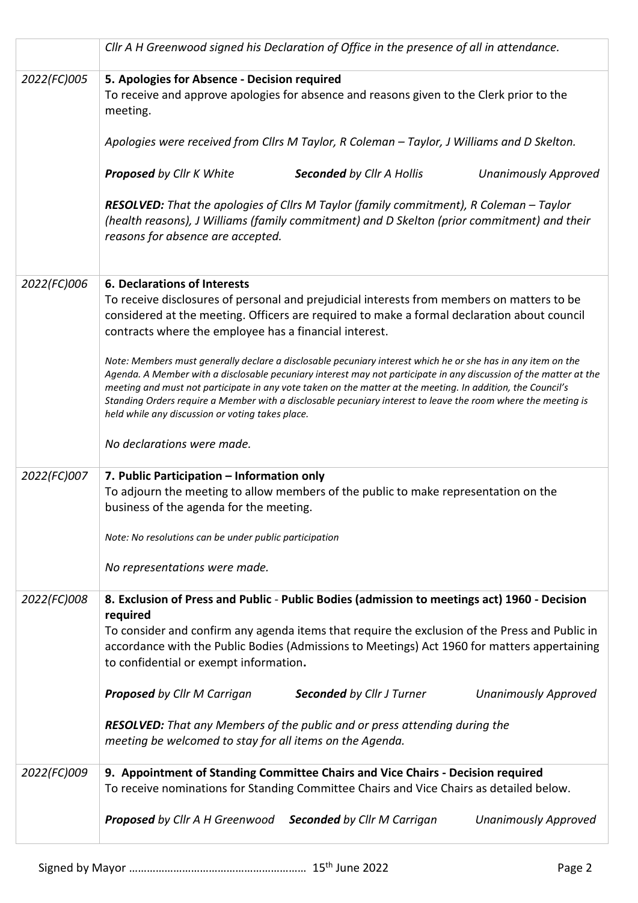| | |
|---|---|
| | *Cllr A H Greenwood signed his Declaration of Office in the presence of all in attendance.* |
| *2022(FC)005* | **5. Apologies for Absence - Decision required**<br>To receive and approve apologies for absence and reasons given to the Clerk prior to the meeting.<br><br>*Apologies were received from Cllrs M Taylor, R Coleman – Taylor, J Williams and D Skelton.*<br><br>***Proposed** by Cllr K White* ***Seconded** by Cllr A Hollis* *Unanimously Approved*<br><br>***RESOLVED:** That the apologies of Cllrs M Taylor (family commitment), R Coleman – Taylor (health reasons), J Williams (family commitment) and D Skelton (prior commitment) and their reasons for absence are accepted.* |
| *2022(FC)006* | **6. Declarations of Interests**<br>To receive disclosures of personal and prejudicial interests from members on matters to be considered at the meeting. Officers are required to make a formal declaration about council contracts where the employee has a financial interest.<br><br>*Note: Members must generally declare a disclosable pecuniary interest which he or she has in any item on the Agenda. A Member with a disclosable pecuniary interest may not participate in any discussion of the matter at the meeting and must not participate in any vote taken on the matter at the meeting. In addition, the Council's Standing Orders require a Member with a disclosable pecuniary interest to leave the room where the meeting is held while any discussion or voting takes place.*<br><br>*No declarations were made.* |
| *2022(FC)007* | **7. Public Participation – Information only**<br>To adjourn the meeting to allow members of the public to make representation on the business of the agenda for the meeting.<br><br>*Note: No resolutions can be under public participation*<br><br>*No representations were made.* |
| *2022(FC)008* | **8. Exclusion of Press and Public - Public Bodies (admission to meetings act) 1960 - Decision required**<br>To consider and confirm any agenda items that require the exclusion of the Press and Public in accordance with the Public Bodies (Admissions to Meetings) Act 1960 for matters appertaining to confidential or exempt information**.**<br><br>***Proposed** by Cllr M Carrigan* ***Seconded** by Cllr J Turner* *Unanimously Approved*<br><br>***RESOLVED:** That any Members of the public and or press attending during the meeting be welcomed to stay for all items on the Agenda.* |
| *2022(FC)009* | **9. Appointment of Standing Committee Chairs and Vice Chairs - Decision required**<br>To receive nominations for Standing Committee Chairs and Vice Chairs as detailed below.<br><br>***Proposed** by Cllr A H Greenwood* ***Seconded** by Cllr M Carrigan* *Unanimously Approved* |

Signed by Mayor …………………………………………………. 15th June 2022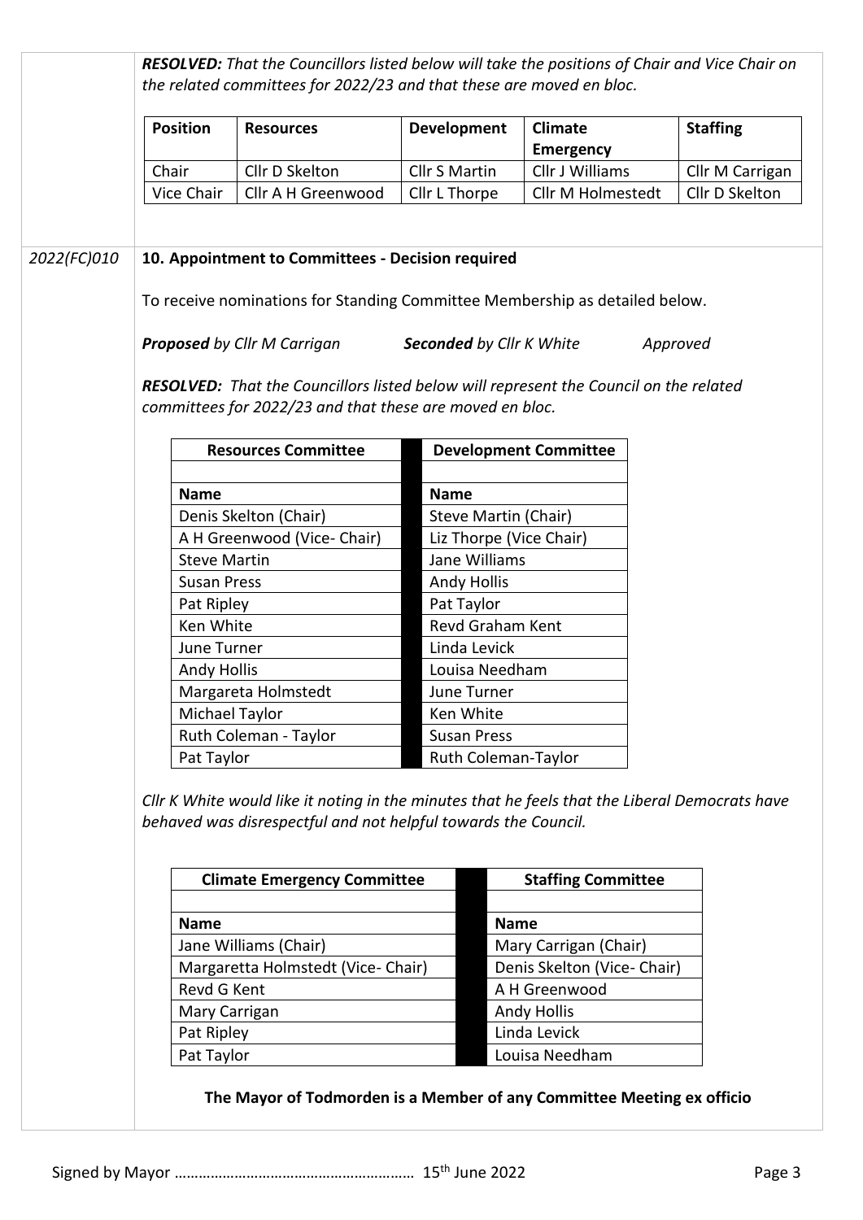***RESOLVED:*** *That the Councillors listed below will take the positions of Chair and Vice Chair on the related committees for 2022/23 and that these are moved en bloc.*

| Position | Resources | Development | Climate Emergency | Staffing |
|---|---|---|---|---|
| Chair | Cllr D Skelton | Cllr S Martin | Cllr J Williams | Cllr M Carrigan |
| Vice Chair | Cllr A H Greenwood | Cllr L Thorpe | Cllr M Holmestedt | Cllr D Skelton |

*2022(FC)010*

**10. Appointment to Committees - Decision required**

To receive nominations for Standing Committee Membership as detailed below.

***Proposed*** *by Cllr M Carrigan* ***Seconded*** *by Cllr K White* *Approved*

***RESOLVED:*** *That the Councillors listed below will represent the Council on the related committees for 2022/23 and that these are moved en bloc.*

| Resources Committee | Development Committee |
|---|---|
| **Name** | **Name** |
| Denis Skelton (Chair) | Steve Martin (Chair) |
| A H Greenwood (Vice- Chair) | Liz Thorpe (Vice Chair) |
| Steve Martin | Jane Williams |
| Susan Press | Andy Hollis |
| Pat Ripley | Pat Taylor |
| Ken White | Revd Graham Kent |
| June Turner | Linda Levick |
| Andy Hollis | Louisa Needham |
| Margareta Holmstedt | June Turner |
| Michael Taylor | Ken White |
| Ruth Coleman - Taylor | Susan Press |
| Pat Taylor | Ruth Coleman-Taylor |

*Cllr K White would like it noting in the minutes that he feels that the Liberal Democrats have behaved was disrespectful and not helpful towards the Council.*

| Climate Emergency Committee | Staffing Committee |
|---|---|
| **Name** | **Name** |
| Jane Williams (Chair) | Mary Carrigan (Chair) |
| Margaretta Holmstedt (Vice- Chair) | Denis Skelton (Vice- Chair) |
| Revd G Kent | A H Greenwood |
| Mary Carrigan | Andy Hollis |
| Pat Ripley | Linda Levick |
| Pat Taylor | Louisa Needham |

**The Mayor of Todmorden is a Member of any Committee Meeting ex officio**

Signed by Mayor ………………………………………………… 15th June 2022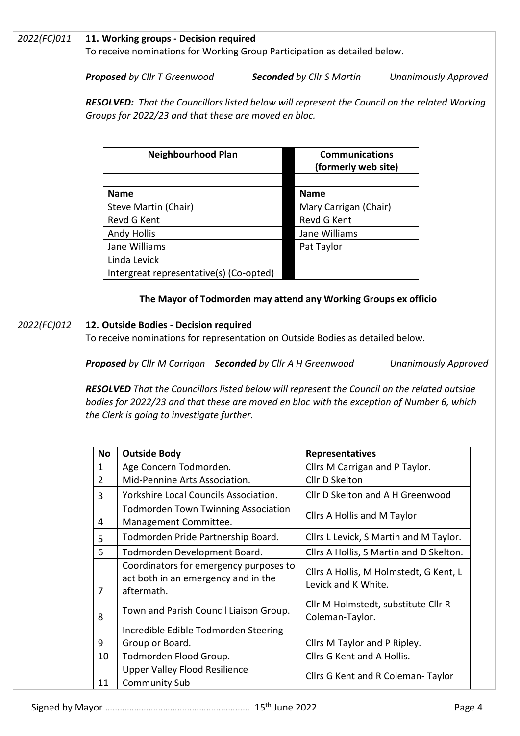2022(FC)011

**11. Working groups - Decision required**

To receive nominations for Working Group Participation as detailed below.

***Proposed*** *by Cllr T Greenwood* ***Seconded*** *by Cllr S Martin* *Unanimously Approved*

***RESOLVED:*** *That the Councillors listed below will represent the Council on the related Working Groups for 2022/23 and that these are moved en bloc.*

| Neighbourhood Plan | Communications (formerly web site) |
|---|---|
| | |
| **Name** | **Name** |
| Steve Martin (Chair) | Mary Carrigan (Chair) |
| Revd G Kent | Revd G Kent |
| Andy Hollis | Jane Williams |
| Jane Williams | Pat Taylor |
| Linda Levick | |
| Intergreat representative(s) (Co-opted) | |

**The Mayor of Todmorden may attend any Working Groups ex officio**

2022(FC)012

**12. Outside Bodies - Decision required**

To receive nominations for representation on Outside Bodies as detailed below.

***Proposed*** *by Cllr M Carrigan* ***Seconded*** *by Cllr A H Greenwood* *Unanimously Approved*

***RESOLVED*** *That the Councillors listed below will represent the Council on the related outside bodies for 2022/23 and that these are moved en bloc with the exception of Number 6, which the Clerk is going to investigate further.*

| No | Outside Body | Representatives |
|---|---|---|
| 1 | Age Concern Todmorden. | Cllrs M Carrigan and P Taylor. |
| 2 | Mid-Pennine Arts Association. | Cllr D Skelton |
| 3 | Yorkshire Local Councils Association. | Cllr D Skelton and A H Greenwood |
| 4 | Todmorden Town Twinning Association Management Committee. | Cllrs A Hollis and M Taylor |
| 5 | Todmorden Pride Partnership Board. | Cllrs L Levick, S Martin and M Taylor. |
| 6 | Todmorden Development Board. | Cllrs A Hollis, S Martin and D Skelton. |
| 7 | Coordinators for emergency purposes to act both in an emergency and in the aftermath. | Cllrs A Hollis, M Holmstedt, G Kent, L Levick and K White. |
| 8 | Town and Parish Council Liaison Group. | Cllr M Holmstedt, substitute Cllr R Coleman-Taylor. |
| 9 | Incredible Edible Todmorden Steering Group or Board. | Cllrs M Taylor and P Ripley. |
| 10 | Todmorden Flood Group. | Cllrs G Kent and A Hollis. |
| 11 | Upper Valley Flood Resilience Community Sub | Cllrs G Kent and R Coleman- Taylor |

Signed by Mayor ………………………………………………… 15th June 2022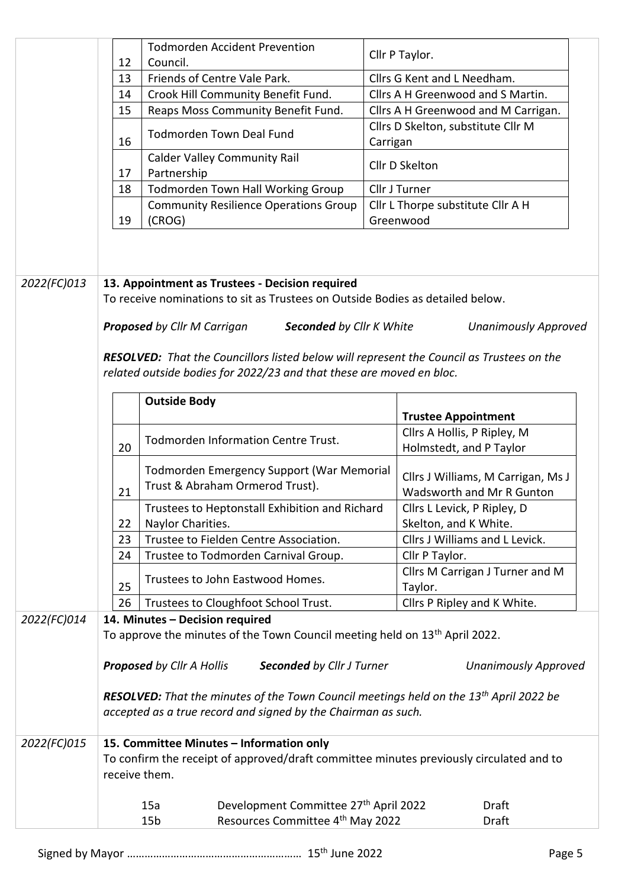| | | |
|---|---|---|
| 12 | Todmorden Accident Prevention Council. | Cllr P Taylor. |
| 13 | Friends of Centre Vale Park. | Cllrs G Kent and L Needham. |
| 14 | Crook Hill Community Benefit Fund. | Cllrs A H Greenwood and S Martin. |
| 15 | Reaps Moss Community Benefit Fund. | Cllrs A H Greenwood and M Carrigan. |
| 16 | Todmorden Town Deal Fund | Cllrs D Skelton, substitute Cllr M Carrigan |
| 17 | Calder Valley Community Rail Partnership | Cllr D Skelton |
| 18 | Todmorden Town Hall Working Group | Cllr J Turner |
| 19 | Community Resilience Operations Group (CROG) | Cllr L Thorpe substitute Cllr A H Greenwood |

*2022(FC)013*

**13. Appointment as Trustees - Decision required**

To receive nominations to sit as Trustees on Outside Bodies as detailed below.

***Proposed*** *by Cllr M Carrigan* ***Seconded*** *by Cllr K White* *Unanimously Approved*

***RESOLVED:*** *That the Councillors listed below will represent the Council as Trustees on the related outside bodies for 2022/23 and that these are moved en bloc.*

| | Outside Body | Trustee Appointment |
|---|---|---|
| 20 | Todmorden Information Centre Trust. | Cllrs A Hollis, P Ripley, M Holmstedt, and P Taylor |
| 21 | Todmorden Emergency Support (War Memorial Trust & Abraham Ormerod Trust). | Cllrs J Williams, M Carrigan, Ms J Wadsworth and Mr R Gunton |
| 22 | Trustees to Heptonstall Exhibition and Richard Naylor Charities. | Cllrs L Levick, P Ripley, D Skelton, and K White. |
| 23 | Trustee to Fielden Centre Association. | Cllrs J Williams and L Levick. |
| 24 | Trustee to Todmorden Carnival Group. | Cllr P Taylor. |
| 25 | Trustees to John Eastwood Homes. | Cllrs M Carrigan J Turner and M Taylor. |
| 26 | Trustees to Cloughfoot School Trust. | Cllrs P Ripley and K White. |

*2022(FC)014*

**14. Minutes – Decision required**

To approve the minutes of the Town Council meeting held on 13th April 2022.

***Proposed*** *by Cllr A Hollis* ***Seconded*** *by Cllr J Turner* *Unanimously Approved*

***RESOLVED:*** *That the minutes of the Town Council meetings held on the 13th April 2022 be accepted as a true record and signed by the Chairman as such.*

*2022(FC)015*

**15. Committee Minutes – Information only**

To confirm the receipt of approved/draft committee minutes previously circulated and to receive them.

| | | |
|---|---|---|
| 15a | Development Committee 27th April 2022 | Draft |
| 15b | Resources Committee 4th May 2022 | Draft |

Signed by Mayor …………………………………………………… 15th June 2022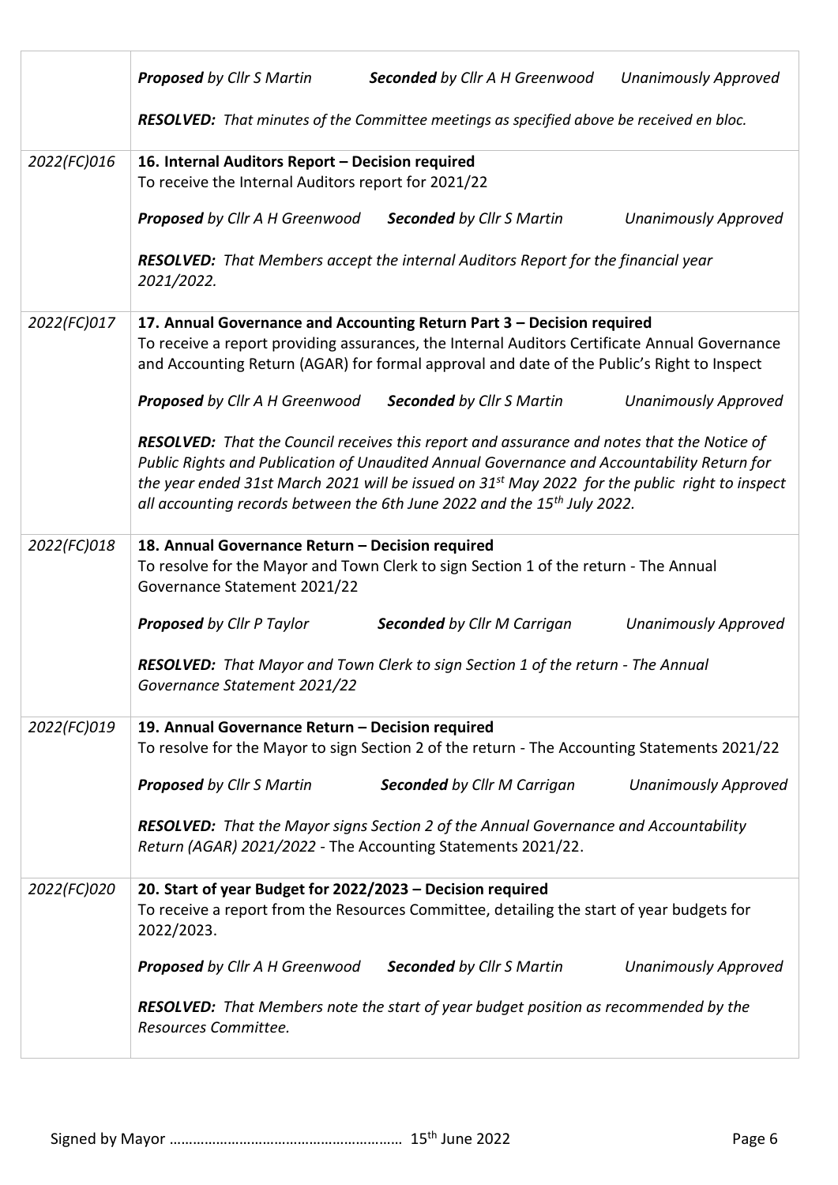| | |
|---|---|
| | ***Proposed** by Cllr S Martin* ***Seconded** by Cllr A H Greenwood* *Unanimously Approved*<br><br>***RESOLVED:** That minutes of the Committee meetings as specified above be received en bloc.* |
| *2022(FC)016* | **16. Internal Auditors Report – Decision required**<br>To receive the Internal Auditors report for 2021/22<br><br>***Proposed** by Cllr A H Greenwood* ***Seconded** by Cllr S Martin* *Unanimously Approved*<br><br>***RESOLVED:** That Members accept the internal Auditors Report for the financial year 2021/2022.* |
| *2022(FC)017* | **17. Annual Governance and Accounting Return Part 3 – Decision required**<br>To receive a report providing assurances, the Internal Auditors Certificate Annual Governance and Accounting Return (AGAR) for formal approval and date of the Public's Right to Inspect<br><br>***Proposed** by Cllr A H Greenwood* ***Seconded** by Cllr S Martin* *Unanimously Approved*<br><br>***RESOLVED:** That the Council receives this report and assurance and notes that the Notice of Public Rights and Publication of Unaudited Annual Governance and Accountability Return for the year ended 31st March 2021 will be issued on 31st May 2022 for the public right to inspect all accounting records between the 6th June 2022 and the 15th July 2022.* |
| *2022(FC)018* | **18. Annual Governance Return – Decision required**<br>To resolve for the Mayor and Town Clerk to sign Section 1 of the return - The Annual Governance Statement 2021/22<br><br>***Proposed** by Cllr P Taylor* ***Seconded** by Cllr M Carrigan* *Unanimously Approved*<br><br>***RESOLVED:** That Mayor and Town Clerk to sign Section 1 of the return - The Annual Governance Statement 2021/22* |
| *2022(FC)019* | **19. Annual Governance Return – Decision required**<br>To resolve for the Mayor to sign Section 2 of the return - The Accounting Statements 2021/22<br><br>***Proposed** by Cllr S Martin* ***Seconded** by Cllr M Carrigan* *Unanimously Approved*<br><br>***RESOLVED:** That the Mayor signs Section 2 of the Annual Governance and Accountability Return (AGAR) 2021/2022 -* The Accounting Statements 2021/22. |
| *2022(FC)020* | **20. Start of year Budget for 2022/2023 – Decision required**<br>To receive a report from the Resources Committee, detailing the start of year budgets for 2022/2023.<br><br>***Proposed** by Cllr A H Greenwood* ***Seconded** by Cllr S Martin* *Unanimously Approved*<br><br>***RESOLVED:** That Members note the start of year budget position as recommended by the Resources Committee.* |

Signed by Mayor …………………………………………………. 15th June 2022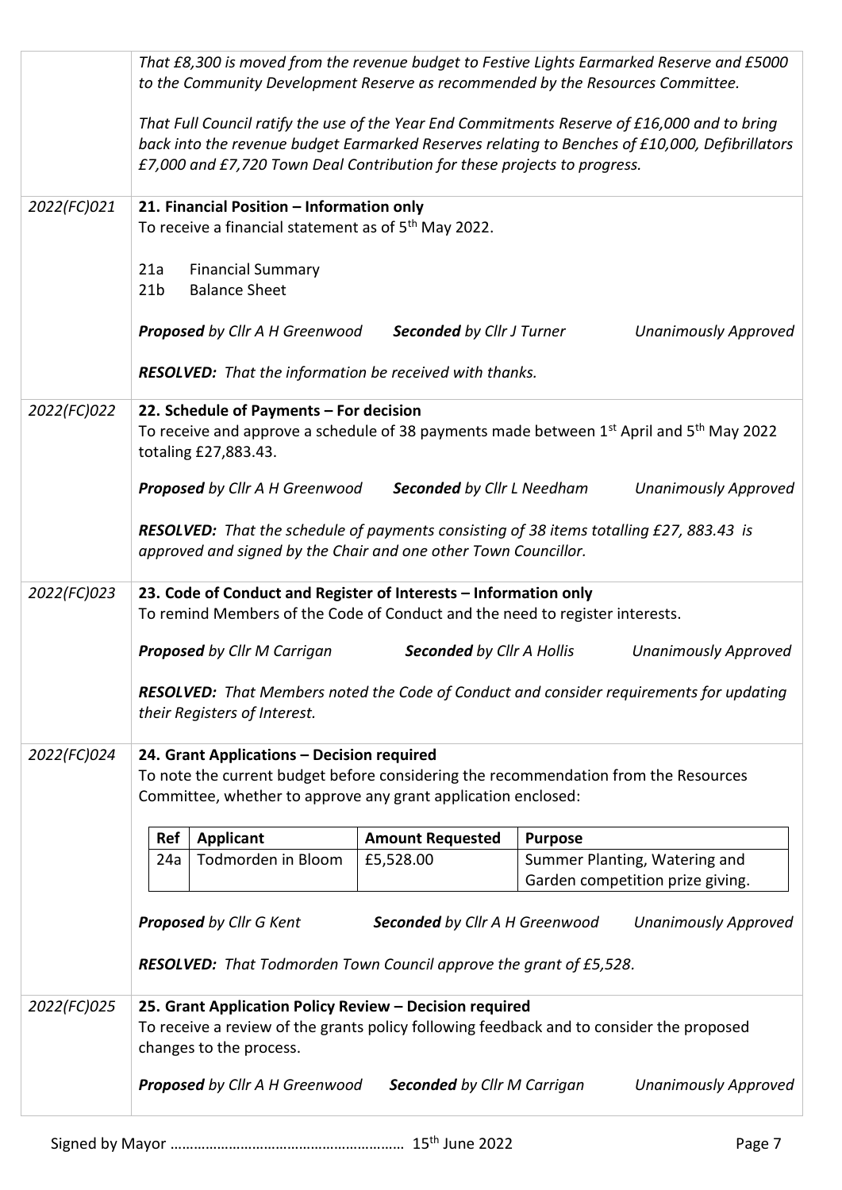*That £8,300 is moved from the revenue budget to Festive Lights Earmarked Reserve and £5000 to the Community Development Reserve as recommended by the Resources Committee.*

*That Full Council ratify the use of the Year End Commitments Reserve of £16,000 and to bring back into the revenue budget Earmarked Reserves relating to Benches of £10,000, Defibrillators £7,000 and £7,720 Town Deal Contribution for these projects to progress.*

---

*2022(FC)021*

**21. Financial Position – Information only**

To receive a financial statement as of 5th May 2022.

21a Financial Summary
21b Balance Sheet

***Proposed*** *by Cllr A H Greenwood* ***Seconded*** *by Cllr J Turner* *Unanimously Approved*

***RESOLVED:*** *That the information be received with thanks.*

---

*2022(FC)022*

**22. Schedule of Payments – For decision**

To receive and approve a schedule of 38 payments made between 1st April and 5th May 2022 totaling £27,883.43.

***Proposed*** *by Cllr A H Greenwood* ***Seconded*** *by Cllr L Needham* *Unanimously Approved*

***RESOLVED:*** *That the schedule of payments consisting of 38 items totalling £27, 883.43 is approved and signed by the Chair and one other Town Councillor.*

---

*2022(FC)023*

**23. Code of Conduct and Register of Interests – Information only**

To remind Members of the Code of Conduct and the need to register interests.

***Proposed*** *by Cllr M Carrigan* ***Seconded*** *by Cllr A Hollis* *Unanimously Approved*

***RESOLVED:*** *That Members noted the Code of Conduct and consider requirements for updating their Registers of Interest.*

---

*2022(FC)024*

**24. Grant Applications – Decision required**

To note the current budget before considering the recommendation from the Resources Committee, whether to approve any grant application enclosed:

| Ref | Applicant | Amount Requested | Purpose |
|---|---|---|---|
| 24a | Todmorden in Bloom | £5,528.00 | Summer Planting, Watering and Garden competition prize giving. |

***Proposed*** *by Cllr G Kent* ***Seconded*** *by Cllr A H Greenwood* *Unanimously Approved*

***RESOLVED:*** *That Todmorden Town Council approve the grant of £5,528.*

---

*2022(FC)025*

**25. Grant Application Policy Review – Decision required**

To receive a review of the grants policy following feedback and to consider the proposed changes to the process.

***Proposed*** *by Cllr A H Greenwood* ***Seconded*** *by Cllr M Carrigan* *Unanimously Approved*

Signed by Mayor ………………………………………………… 15th June 2022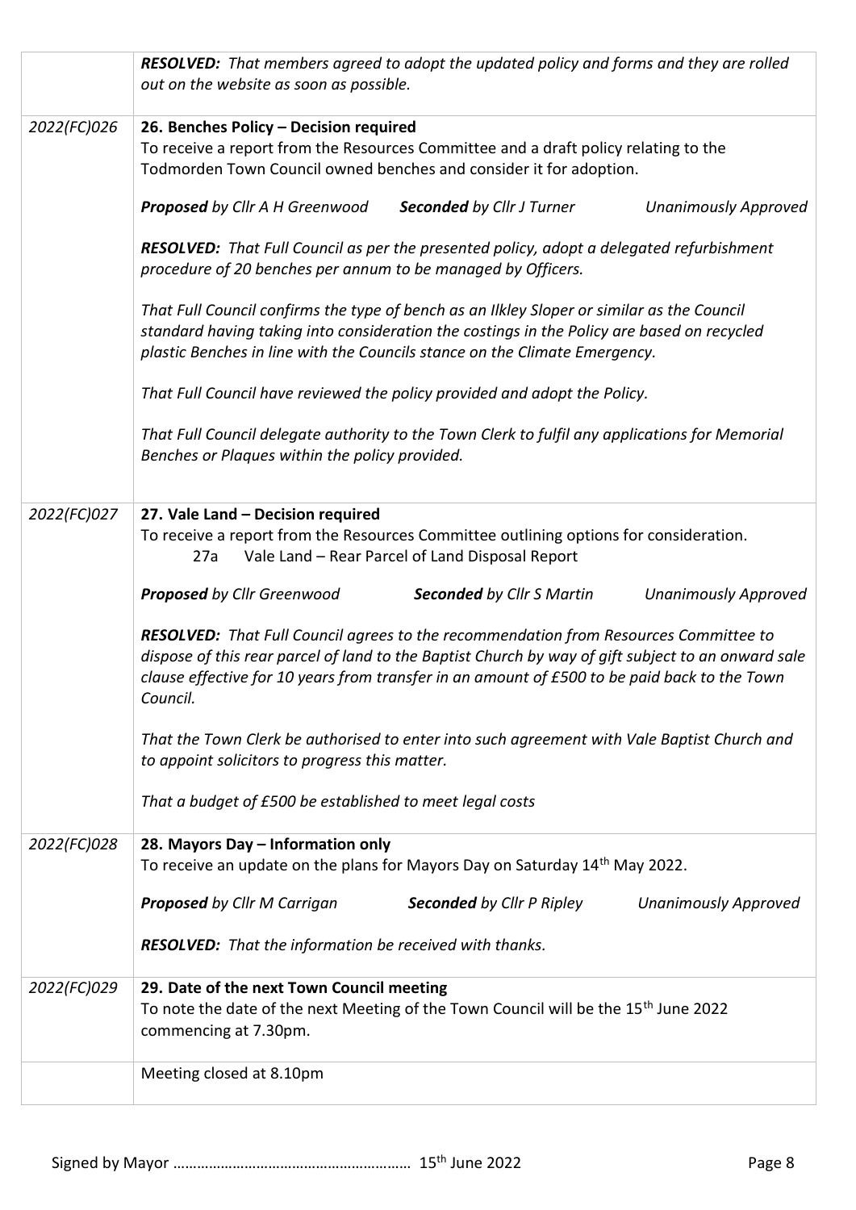| | |
|---|---|
| | ***RESOLVED:*** *That members agreed to adopt the updated policy and forms and they are rolled out on the website as soon as possible.* |
| *2022(FC)026* | **26. Benches Policy – Decision required**<br>To receive a report from the Resources Committee and a draft policy relating to the Todmorden Town Council owned benches and consider it for adoption.<br><br>***Proposed*** *by Cllr A H Greenwood* ***Seconded*** *by Cllr J Turner* *Unanimously Approved*<br><br>***RESOLVED:*** *That Full Council as per the presented policy, adopt a delegated refurbishment procedure of 20 benches per annum to be managed by Officers.*<br><br>*That Full Council confirms the type of bench as an Ilkley Sloper or similar as the Council standard having taking into consideration the costings in the Policy are based on recycled plastic Benches in line with the Councils stance on the Climate Emergency.*<br><br>*That Full Council have reviewed the policy provided and adopt the Policy.*<br><br>*That Full Council delegate authority to the Town Clerk to fulfil any applications for Memorial Benches or Plaques within the policy provided.* |
| *2022(FC)027* | **27. Vale Land – Decision required**<br>To receive a report from the Resources Committee outlining options for consideration.<br>27a Vale Land – Rear Parcel of Land Disposal Report<br><br>***Proposed*** *by Cllr Greenwood* ***Seconded*** *by Cllr S Martin* *Unanimously Approved*<br><br>***RESOLVED:*** *That Full Council agrees to the recommendation from Resources Committee to dispose of this rear parcel of land to the Baptist Church by way of gift subject to an onward sale clause effective for 10 years from transfer in an amount of £500 to be paid back to the Town Council.*<br><br>*That the Town Clerk be authorised to enter into such agreement with Vale Baptist Church and to appoint solicitors to progress this matter.*<br><br>*That a budget of £500 be established to meet legal costs* |
| *2022(FC)028* | **28. Mayors Day – Information only**<br>To receive an update on the plans for Mayors Day on Saturday 14th May 2022.<br><br>***Proposed*** *by Cllr M Carrigan* ***Seconded*** *by Cllr P Ripley* *Unanimously Approved*<br><br>***RESOLVED:*** *That the information be received with thanks.* |
| *2022(FC)029* | **29. Date of the next Town Council meeting**<br>To note the date of the next Meeting of the Town Council will be the 15th June 2022 commencing at 7.30pm. |
| | Meeting closed at 8.10pm |

Signed by Mayor …………………………………………………. 15th June 2022